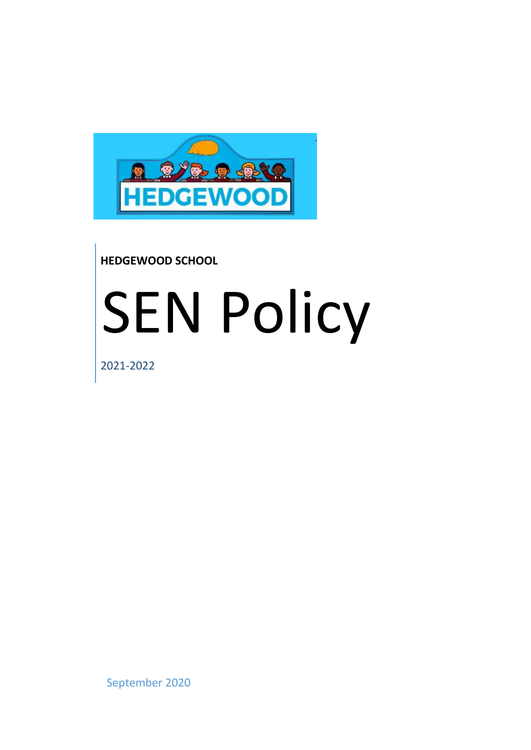HEDGEWOOD

**HEDGEWOOD SCHOOL**

# SEN Policy

2021-2022

September 2020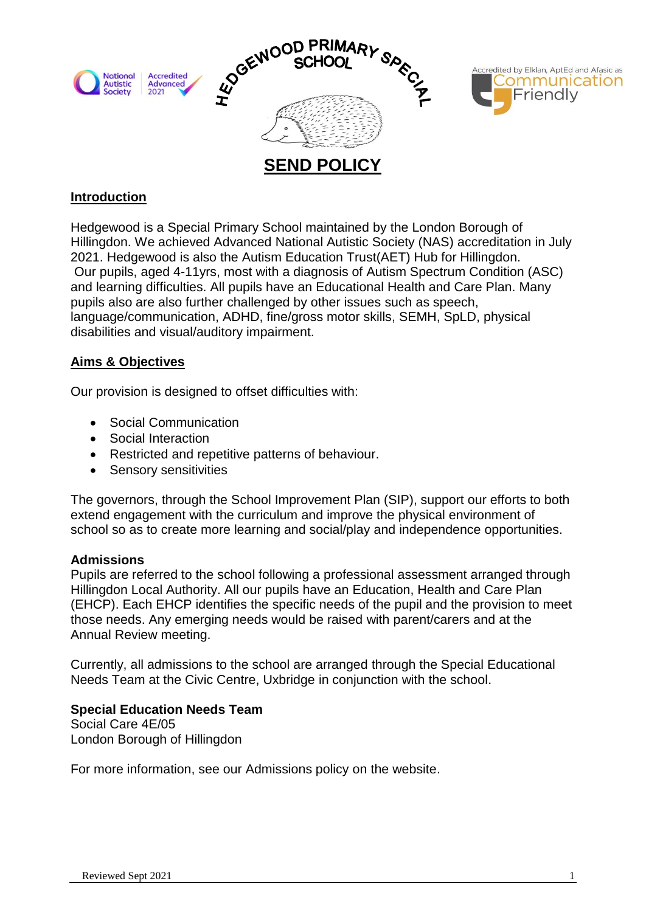HEDGEWOOD PRIMARY SPECIAL SCHOOL

# SEND POLICY

## Introduction

Hedgewood is a Special Primary School maintained by the London Borough of Hillingdon. We achieved Advanced National Autistic Society (NAS) accreditation in July 2021. Hedgewood is also the Autism Education Trust(AET) Hub for Hillingdon. Our pupils, aged 4-11yrs, most with a diagnosis of Autism Spectrum Condition (ASC) and learning difficulties. All pupils have an Educational Health and Care Plan. Many pupils also are also further challenged by other issues such as speech, language/communication, ADHD, fine/gross motor skills, SEMH, SpLD, physical disabilities and visual/auditory impairment.

## Aims & Objectives

Our provision is designed to offset difficulties with:

- Social Communication
- Social Interaction
- Restricted and repetitive patterns of behaviour.
- Sensory sensitivities

The governors, through the School Improvement Plan (SIP), support our efforts to both extend engagement with the curriculum and improve the physical environment of school so as to create more learning and social/play and independence opportunities.

### Admissions

Pupils are referred to the school following a professional assessment arranged through Hillingdon Local Authority. All our pupils have an Education, Health and Care Plan (EHCP). Each EHCP identifies the specific needs of the pupil and the provision to meet those needs. Any emerging needs would be raised with parent/carers and at the Annual Review meeting.

Currently, all admissions to the school are arranged through the Special Educational Needs Team at the Civic Centre, Uxbridge in conjunction with the school.

**Special Education Needs Team**
Social Care 4E/05
London Borough of Hillingdon

For more information, see our Admissions policy on the website.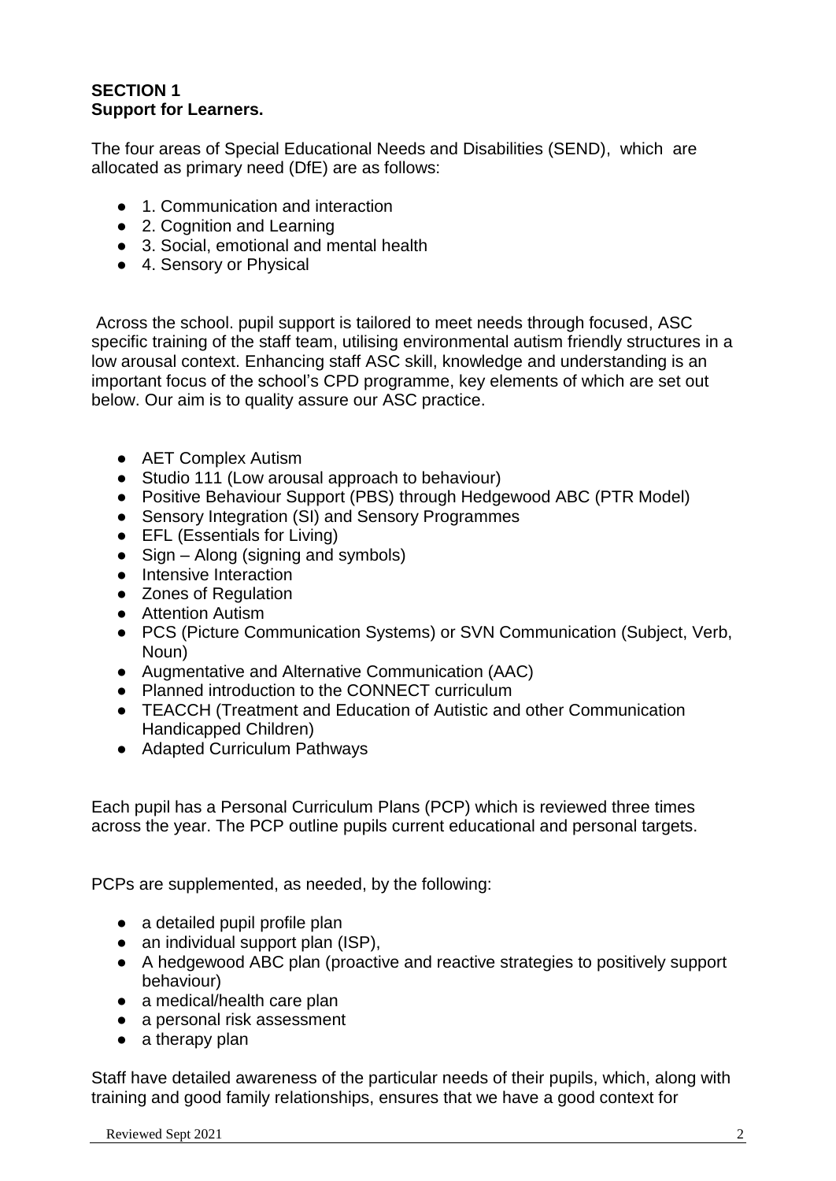**SECTION 1**
**Support for Learners.**

The four areas of Special Educational Needs and Disabilities (SEND), which are allocated as primary need (DfE) are as follows:

- 1. Communication and interaction
- 2. Cognition and Learning
- 3. Social, emotional and mental health
- 4. Sensory or Physical

Across the school. pupil support is tailored to meet needs through focused, ASC specific training of the staff team, utilising environmental autism friendly structures in a low arousal context. Enhancing staff ASC skill, knowledge and understanding is an important focus of the school's CPD programme, key elements of which are set out below. Our aim is to quality assure our ASC practice.

- AET Complex Autism
- Studio 111 (Low arousal approach to behaviour)
- Positive Behaviour Support (PBS) through Hedgewood ABC (PTR Model)
- Sensory Integration (SI) and Sensory Programmes
- EFL (Essentials for Living)
- Sign – Along (signing and symbols)
- Intensive Interaction
- Zones of Regulation
- Attention Autism
- PCS (Picture Communication Systems) or SVN Communication (Subject, Verb, Noun)
- Augmentative and Alternative Communication (AAC)
- Planned introduction to the CONNECT curriculum
- TEACCH (Treatment and Education of Autistic and other Communication Handicapped Children)
- Adapted Curriculum Pathways

Each pupil has a Personal Curriculum Plans (PCP) which is reviewed three times across the year. The PCP outline pupils current educational and personal targets.

PCPs are supplemented, as needed, by the following:

- a detailed pupil profile plan
- an individual support plan (ISP),
- A hedgewood ABC plan (proactive and reactive strategies to positively support behaviour)
- a medical/health care plan
- a personal risk assessment
- a therapy plan

Staff have detailed awareness of the particular needs of their pupils, which, along with training and good family relationships, ensures that we have a good context for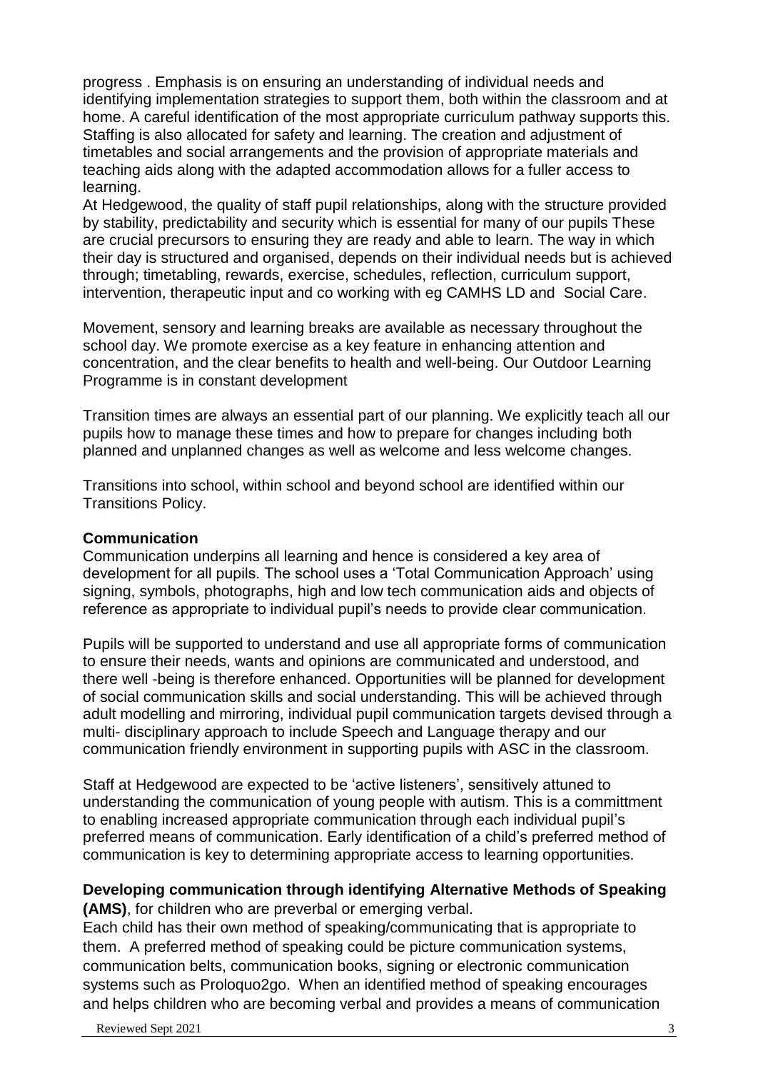progress . Emphasis is on ensuring an understanding of individual needs and identifying implementation strategies to support them, both within the classroom and at home. A careful identification of the most appropriate curriculum pathway supports this. Staffing is also allocated for safety and learning. The creation and adjustment of timetables and social arrangements and the provision of appropriate materials and teaching aids along with the adapted accommodation allows for a fuller access to learning.

At Hedgewood, the quality of staff pupil relationships, along with the structure provided by stability, predictability and security which is essential for many of our pupils These are crucial precursors to ensuring they are ready and able to learn. The way in which their day is structured and organised, depends on their individual needs but is achieved through; timetabling, rewards, exercise, schedules, reflection, curriculum support, intervention, therapeutic input and co working with eg CAMHS LD and Social Care.

Movement, sensory and learning breaks are available as necessary throughout the school day. We promote exercise as a key feature in enhancing attention and concentration, and the clear benefits to health and well-being. Our Outdoor Learning Programme is in constant development

Transition times are always an essential part of our planning. We explicitly teach all our pupils how to manage these times and how to prepare for changes including both planned and unplanned changes as well as welcome and less welcome changes.

Transitions into school, within school and beyond school are identified within our Transitions Policy.

**Communication**

Communication underpins all learning and hence is considered a key area of development for all pupils. The school uses a 'Total Communication Approach' using signing, symbols, photographs, high and low tech communication aids and objects of reference as appropriate to individual pupil's needs to provide clear communication.

Pupils will be supported to understand and use all appropriate forms of communication to ensure their needs, wants and opinions are communicated and understood, and there well -being is therefore enhanced. Opportunities will be planned for development of social communication skills and social understanding. This will be achieved through adult modelling and mirroring, individual pupil communication targets devised through a multi- disciplinary approach to include Speech and Language therapy and our communication friendly environment in supporting pupils with ASC in the classroom.

Staff at Hedgewood are expected to be 'active listeners', sensitively attuned to understanding the communication of young people with autism. This is a committment to enabling increased appropriate communication through each individual pupil's preferred means of communication. Early identification of a child's preferred method of communication is key to determining appropriate access to learning opportunities.

**Developing communication through identifying Alternative Methods of Speaking (AMS)**, for children who are preverbal or emerging verbal.

Each child has their own method of speaking/communicating that is appropriate to them. A preferred method of speaking could be picture communication systems, communication belts, communication books, signing or electronic communication systems such as Proloquo2go. When an identified method of speaking encourages and helps children who are becoming verbal and provides a means of communication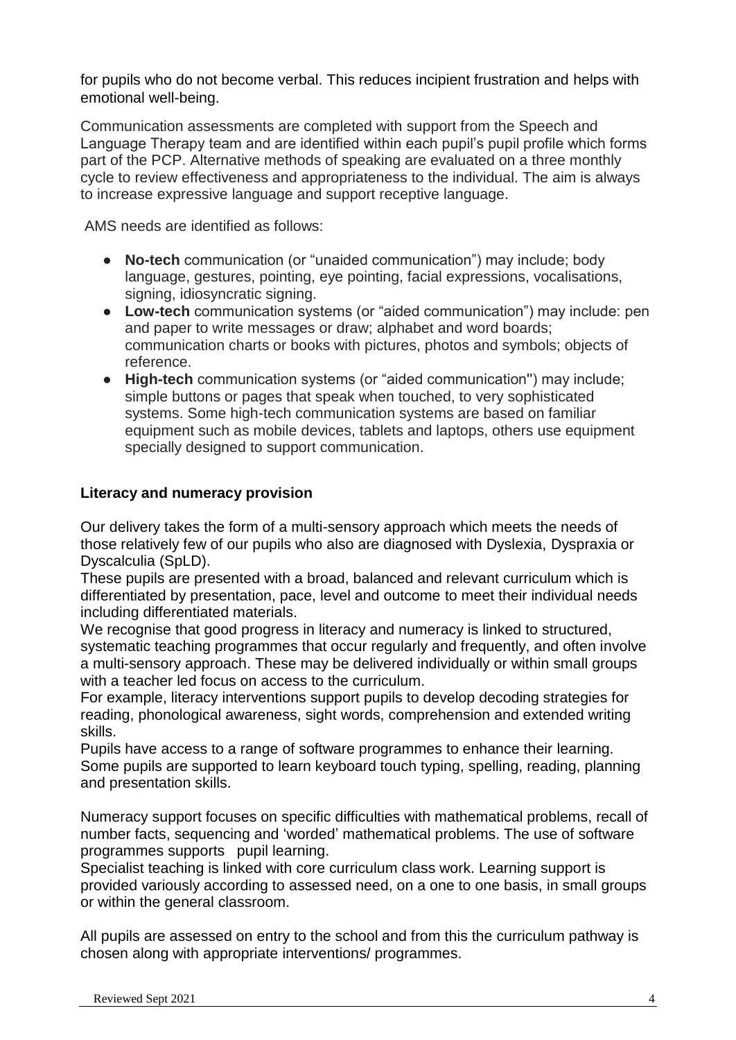for pupils who do not become verbal. This reduces incipient frustration and helps with emotional well-being.

Communication assessments are completed with support from the Speech and Language Therapy team and are identified within each pupil's pupil profile which forms part of the PCP. Alternative methods of speaking are evaluated on a three monthly cycle to review effectiveness and appropriateness to the individual. The aim is always to increase expressive language and support receptive language.

AMS needs are identified as follows:

- **No-tech** communication (or "unaided communication") may include; body language, gestures, pointing, eye pointing, facial expressions, vocalisations, signing, idiosyncratic signing.
- **Low-tech** communication systems (or "aided communication") may include: pen and paper to write messages or draw; alphabet and word boards; communication charts or books with pictures, photos and symbols; objects of reference.
- **High-tech** communication systems (or "aided communication") may include; simple buttons or pages that speak when touched, to very sophisticated systems. Some high-tech communication systems are based on familiar equipment such as mobile devices, tablets and laptops, others use equipment specially designed to support communication.

**Literacy and numeracy provision**

Our delivery takes the form of a multi-sensory approach which meets the needs of those relatively few of our pupils who also are diagnosed with Dyslexia, Dyspraxia or Dyscalculia (SpLD).
These pupils are presented with a broad, balanced and relevant curriculum which is differentiated by presentation, pace, level and outcome to meet their individual needs including differentiated materials.
We recognise that good progress in literacy and numeracy is linked to structured, systematic teaching programmes that occur regularly and frequently, and often involve a multi-sensory approach. These may be delivered individually or within small groups with a teacher led focus on access to the curriculum.
For example, literacy interventions support pupils to develop decoding strategies for reading, phonological awareness, sight words, comprehension and extended writing skills.
Pupils have access to a range of software programmes to enhance their learning. Some pupils are supported to learn keyboard touch typing, spelling, reading, planning and presentation skills.

Numeracy support focuses on specific difficulties with mathematical problems, recall of number facts, sequencing and 'worded' mathematical problems. The use of software programmes supports pupil learning.
Specialist teaching is linked with core curriculum class work. Learning support is provided variously according to assessed need, on a one to one basis, in small groups or within the general classroom.

All pupils are assessed on entry to the school and from this the curriculum pathway is chosen along with appropriate interventions/ programmes.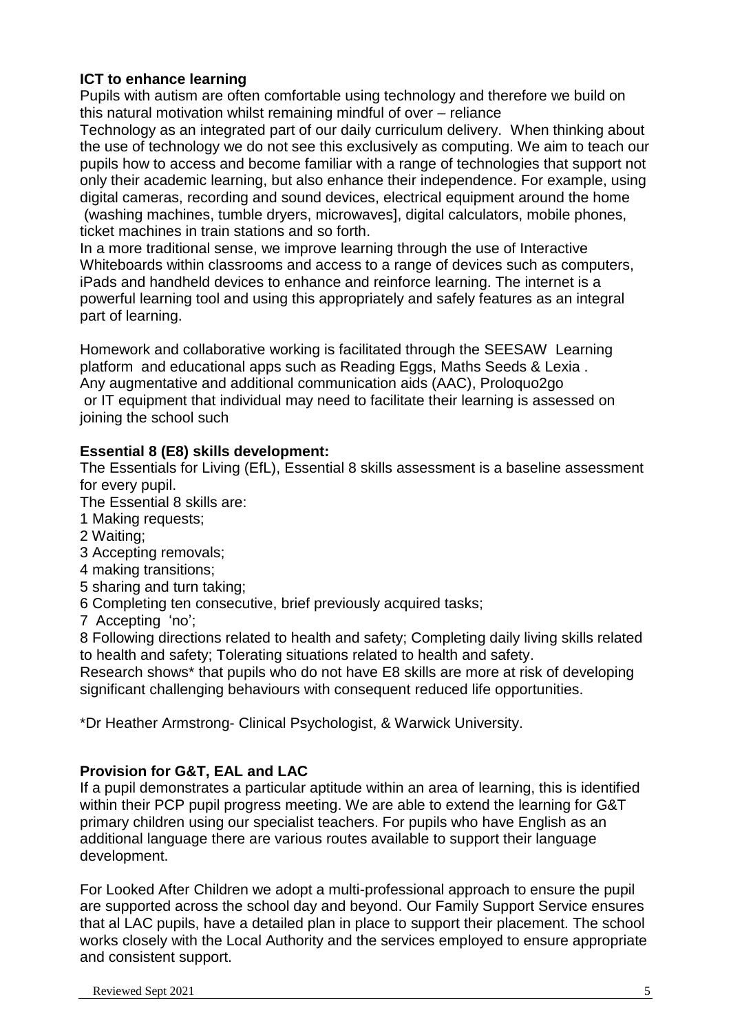**ICT to enhance learning**

Pupils with autism are often comfortable using technology and therefore we build on this natural motivation whilst remaining mindful of over – reliance

Technology as an integrated part of our daily curriculum delivery. When thinking about the use of technology we do not see this exclusively as computing. We aim to teach our pupils how to access and become familiar with a range of technologies that support not only their academic learning, but also enhance their independence. For example, using digital cameras, recording and sound devices, electrical equipment around the home (washing machines, tumble dryers, microwaves], digital calculators, mobile phones, ticket machines in train stations and so forth.

In a more traditional sense, we improve learning through the use of Interactive Whiteboards within classrooms and access to a range of devices such as computers, iPads and handheld devices to enhance and reinforce learning. The internet is a powerful learning tool and using this appropriately and safely features as an integral part of learning.

Homework and collaborative working is facilitated through the SEESAW Learning platform and educational apps such as Reading Eggs, Maths Seeds & Lexia .
Any augmentative and additional communication aids (AAC), Proloquo2go or IT equipment that individual may need to facilitate their learning is assessed on joining the school such

**Essential 8 (E8) skills development:**

The Essentials for Living (EfL), Essential 8 skills assessment is a baseline assessment for every pupil.

The Essential 8 skills are:

1 Making requests;
2 Waiting;
3 Accepting removals;
4 making transitions;
5 sharing and turn taking;
6 Completing ten consecutive, brief previously acquired tasks;
7 Accepting 'no';
8 Following directions related to health and safety; Completing daily living skills related to health and safety; Tolerating situations related to health and safety.

Research shows* that pupils who do not have E8 skills are more at risk of developing significant challenging behaviours with consequent reduced life opportunities.

*Dr Heather Armstrong- Clinical Psychologist, & Warwick University.

**Provision for G&T, EAL and LAC**

If a pupil demonstrates a particular aptitude within an area of learning, this is identified within their PCP pupil progress meeting. We are able to extend the learning for G&T primary children using our specialist teachers. For pupils who have English as an additional language there are various routes available to support their language development.

For Looked After Children we adopt a multi-professional approach to ensure the pupil are supported across the school day and beyond. Our Family Support Service ensures that al LAC pupils, have a detailed plan in place to support their placement. The school works closely with the Local Authority and the services employed to ensure appropriate and consistent support.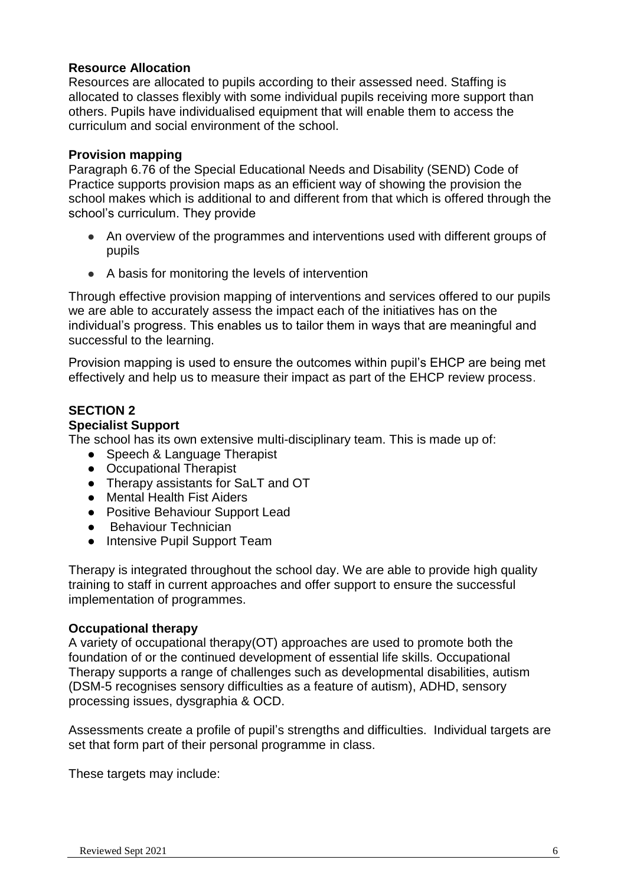**Resource Allocation**

Resources are allocated to pupils according to their assessed need. Staffing is allocated to classes flexibly with some individual pupils receiving more support than others. Pupils have individualised equipment that will enable them to access the curriculum and social environment of the school.

**Provision mapping**

Paragraph 6.76 of the Special Educational Needs and Disability (SEND) Code of Practice supports provision maps as an efficient way of showing the provision the school makes which is additional to and different from that which is offered through the school's curriculum. They provide

- An overview of the programmes and interventions used with different groups of pupils
- A basis for monitoring the levels of intervention

Through effective provision mapping of interventions and services offered to our pupils we are able to accurately assess the impact each of the initiatives has on the individual's progress. This enables us to tailor them in ways that are meaningful and successful to the learning.

Provision mapping is used to ensure the outcomes within pupil's EHCP are being met effectively and help us to measure their impact as part of the EHCP review process.

## SECTION 2

**Specialist Support**

The school has its own extensive multi-disciplinary team. This is made up of:

- Speech & Language Therapist
- Occupational Therapist
- Therapy assistants for SaLT and OT
- Mental Health Fist Aiders
- Positive Behaviour Support Lead
- Behaviour Technician
- Intensive Pupil Support Team

Therapy is integrated throughout the school day. We are able to provide high quality training to staff in current approaches and offer support to ensure the successful implementation of programmes.

**Occupational therapy**

A variety of occupational therapy(OT) approaches are used to promote both the foundation of or the continued development of essential life skills. Occupational Therapy supports a range of challenges such as developmental disabilities, autism (DSM-5 recognises sensory difficulties as a feature of autism), ADHD, sensory processing issues, dysgraphia & OCD.

Assessments create a profile of pupil's strengths and difficulties. Individual targets are set that form part of their personal programme in class.

These targets may include: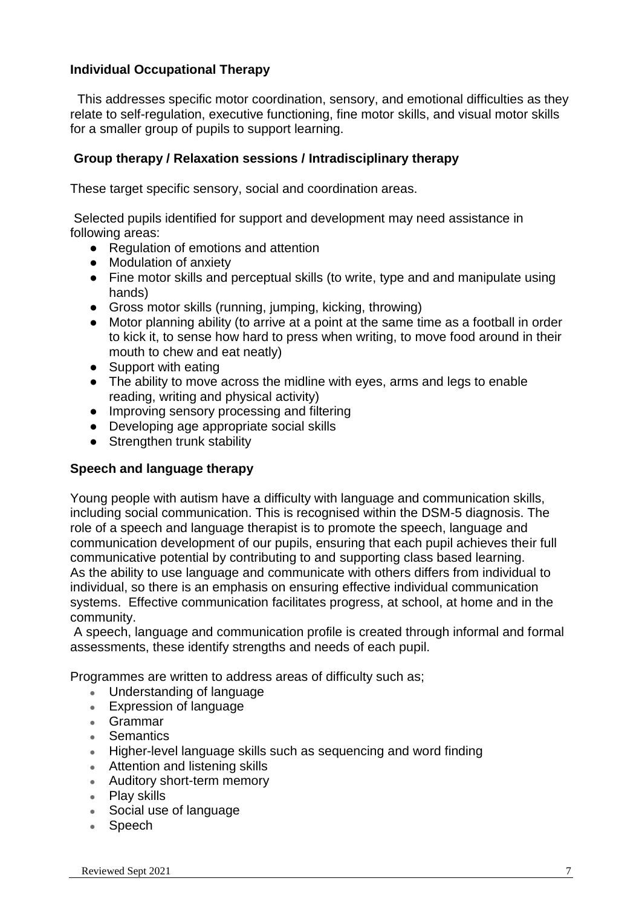**Individual Occupational Therapy**

This addresses specific motor coordination, sensory, and emotional difficulties as they relate to self-regulation, executive functioning, fine motor skills, and visual motor skills for a smaller group of pupils to support learning.

**Group therapy / Relaxation sessions / Intradisciplinary therapy**

These target specific sensory, social and coordination areas.

Selected pupils identified for support and development may need assistance in following areas:

- Regulation of emotions and attention
- Modulation of anxiety
- Fine motor skills and perceptual skills (to write, type and and manipulate using hands)
- Gross motor skills (running, jumping, kicking, throwing)
- Motor planning ability (to arrive at a point at the same time as a football in order to kick it, to sense how hard to press when writing, to move food around in their mouth to chew and eat neatly)
- Support with eating
- The ability to move across the midline with eyes, arms and legs to enable reading, writing and physical activity)
- Improving sensory processing and filtering
- Developing age appropriate social skills
- Strengthen trunk stability

**Speech and language therapy**

Young people with autism have a difficulty with language and communication skills, including social communication. This is recognised within the DSM-5 diagnosis. The role of a speech and language therapist is to promote the speech, language and communication development of our pupils, ensuring that each pupil achieves their full communicative potential by contributing to and supporting class based learning.
As the ability to use language and communicate with others differs from individual to individual, so there is an emphasis on ensuring effective individual communication systems. Effective communication facilitates progress, at school, at home and in the community.
A speech, language and communication profile is created through informal and formal assessments, these identify strengths and needs of each pupil.

Programmes are written to address areas of difficulty such as;

- Understanding of language
- Expression of language
- Grammar
- Semantics
- Higher-level language skills such as sequencing and word finding
- Attention and listening skills
- Auditory short-term memory
- Play skills
- Social use of language
- Speech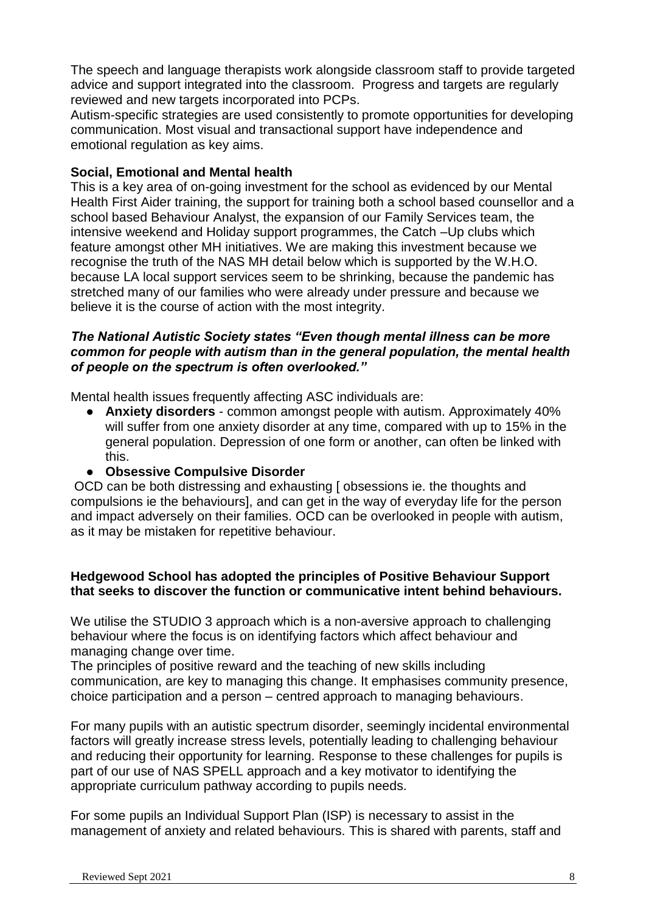The speech and language therapists work alongside classroom staff to provide targeted advice and support integrated into the classroom. Progress and targets are regularly reviewed and new targets incorporated into PCPs.
Autism-specific strategies are used consistently to promote opportunities for developing communication. Most visual and transactional support have independence and emotional regulation as key aims.

**Social, Emotional and Mental health**
This is a key area of on-going investment for the school as evidenced by our Mental Health First Aider training, the support for training both a school based counsellor and a school based Behaviour Analyst, the expansion of our Family Services team, the intensive weekend and Holiday support programmes, the Catch –Up clubs which feature amongst other MH initiatives. We are making this investment because we recognise the truth of the NAS MH detail below which is supported by the W.H.O. because LA local support services seem to be shrinking, because the pandemic has stretched many of our families who were already under pressure and because we believe it is the course of action with the most integrity.

***The National Autistic Society states "Even though mental illness can be more common for people with autism than in the general population, the mental health of people on the spectrum is often overlooked."***

Mental health issues frequently affecting ASC individuals are:

- **Anxiety disorders** - common amongst people with autism. Approximately 40% will suffer from one anxiety disorder at any time, compared with up to 15% in the general population. Depression of one form or another, can often be linked with this.
- **Obsessive Compulsive Disorder**

OCD can be both distressing and exhausting [ obsessions ie. the thoughts and compulsions ie the behaviours], and can get in the way of everyday life for the person and impact adversely on their families. OCD can be overlooked in people with autism, as it may be mistaken for repetitive behaviour.

**Hedgewood School has adopted the principles of Positive Behaviour Support that seeks to discover the function or communicative intent behind behaviours.**

We utilise the STUDIO 3 approach which is a non-aversive approach to challenging behaviour where the focus is on identifying factors which affect behaviour and managing change over time.
The principles of positive reward and the teaching of new skills including communication, are key to managing this change. It emphasises community presence, choice participation and a person – centred approach to managing behaviours.

For many pupils with an autistic spectrum disorder, seemingly incidental environmental factors will greatly increase stress levels, potentially leading to challenging behaviour and reducing their opportunity for learning. Response to these challenges for pupils is part of our use of NAS SPELL approach and a key motivator to identifying the appropriate curriculum pathway according to pupils needs.

For some pupils an Individual Support Plan (ISP) is necessary to assist in the management of anxiety and related behaviours. This is shared with parents, staff and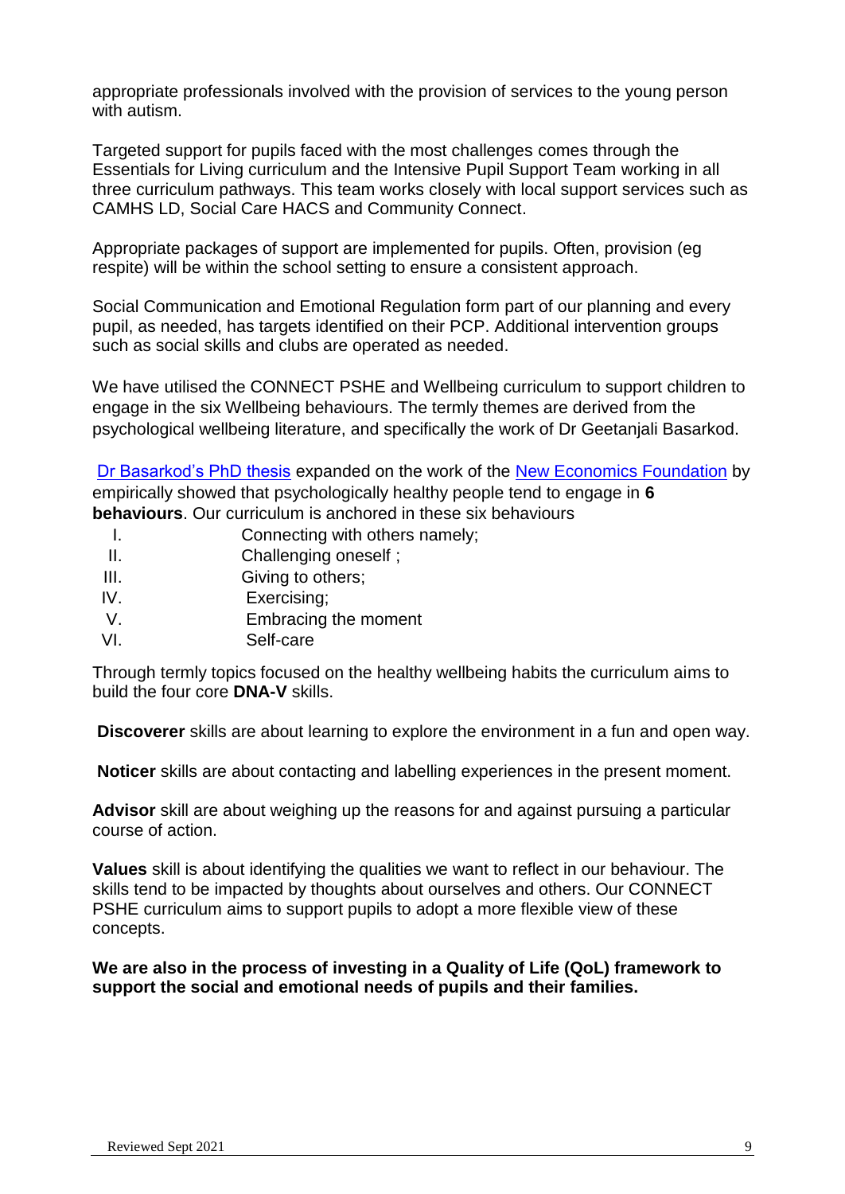appropriate professionals involved with the provision of services to the young person with autism.

Targeted support for pupils faced with the most challenges comes through the Essentials for Living curriculum and the Intensive Pupil Support Team working in all three curriculum pathways. This team works closely with local support services such as CAMHS LD, Social Care HACS and Community Connect.

Appropriate packages of support are implemented for pupils. Often, provision (eg respite) will be within the school setting to ensure a consistent approach.

Social Communication and Emotional Regulation form part of our planning and every pupil, as needed, has targets identified on their PCP. Additional intervention groups such as social skills and clubs are operated as needed.

We have utilised the CONNECT PSHE and Wellbeing curriculum to support children to engage in the six Wellbeing behaviours. The termly themes are derived from the psychological wellbeing literature, and specifically the work of Dr Geetanjali Basarkod.

Dr Basarkod's PhD thesis expanded on the work of the New Economics Foundation by empirically showed that psychologically healthy people tend to engage in **6 behaviours**. Our curriculum is anchored in these six behaviours

I. Connecting with others namely;
II. Challenging oneself ;
III. Giving to others;
IV. Exercising;
V. Embracing the moment
VI. Self-care

Through termly topics focused on the healthy wellbeing habits the curriculum aims to build the four core **DNA-V** skills.

**Discoverer** skills are about learning to explore the environment in a fun and open way.

**Noticer** skills are about contacting and labelling experiences in the present moment.

**Advisor** skill are about weighing up the reasons for and against pursuing a particular course of action.

**Values** skill is about identifying the qualities we want to reflect in our behaviour. The skills tend to be impacted by thoughts about ourselves and others. Our CONNECT PSHE curriculum aims to support pupils to adopt a more flexible view of these concepts.

**We are also in the process of investing in a Quality of Life (QoL) framework to support the social and emotional needs of pupils and their families.**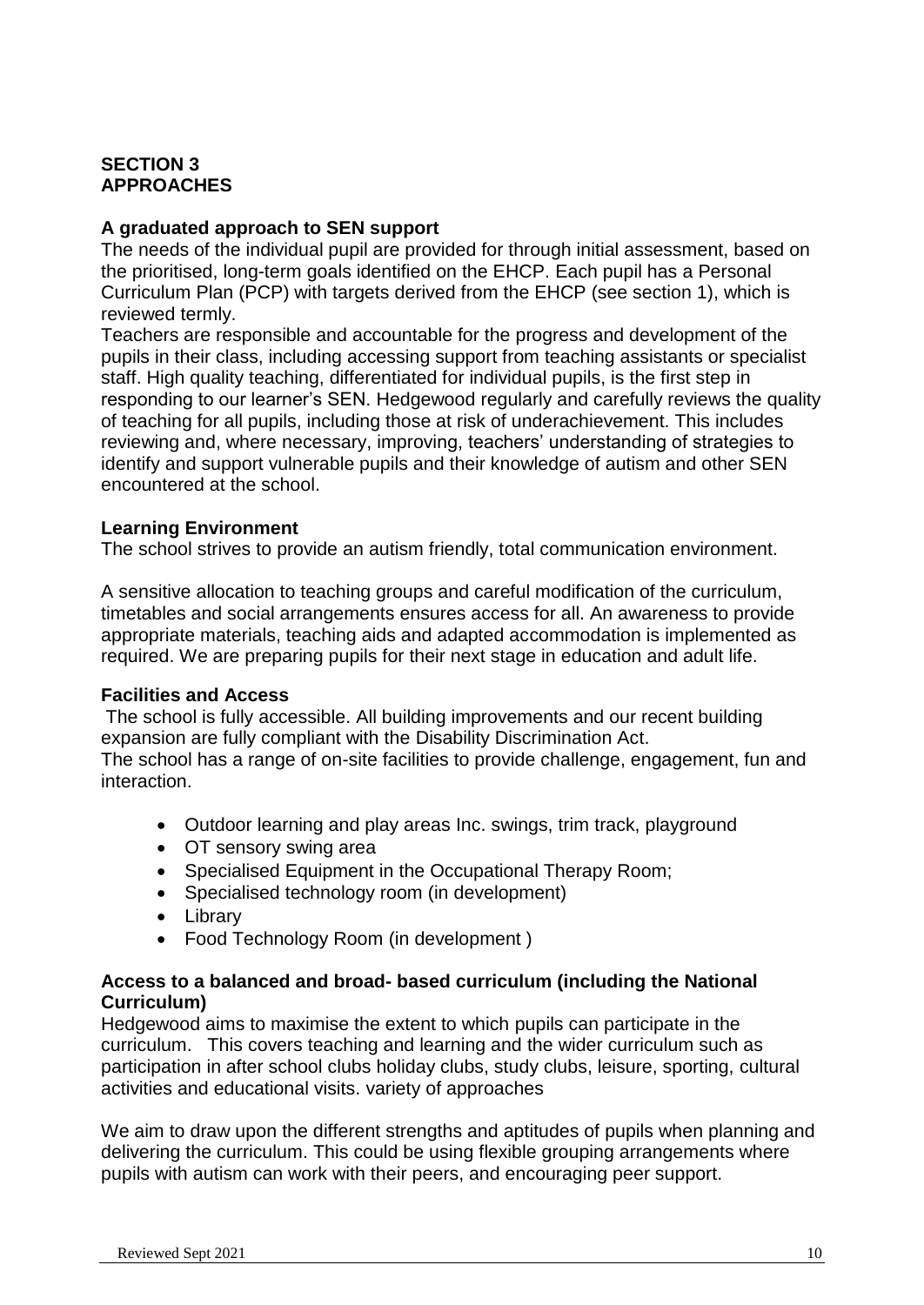**SECTION 3**
**APPROACHES**

### A graduated approach to SEN support

The needs of the individual pupil are provided for through initial assessment, based on the prioritised, long-term goals identified on the EHCP. Each pupil has a Personal Curriculum Plan (PCP) with targets derived from the EHCP (see section 1), which is reviewed termly.

Teachers are responsible and accountable for the progress and development of the pupils in their class, including accessing support from teaching assistants or specialist staff. High quality teaching, differentiated for individual pupils, is the first step in responding to our learner's SEN. Hedgewood regularly and carefully reviews the quality of teaching for all pupils, including those at risk of underachievement. This includes reviewing and, where necessary, improving, teachers' understanding of strategies to identify and support vulnerable pupils and their knowledge of autism and other SEN encountered at the school.

### Learning Environment

The school strives to provide an autism friendly, total communication environment.

A sensitive allocation to teaching groups and careful modification of the curriculum, timetables and social arrangements ensures access for all. An awareness to provide appropriate materials, teaching aids and adapted accommodation is implemented as required. We are preparing pupils for their next stage in education and adult life.

### Facilities and Access

The school is fully accessible. All building improvements and our recent building expansion are fully compliant with the Disability Discrimination Act.

The school has a range of on-site facilities to provide challenge, engagement, fun and interaction.

- Outdoor learning and play areas Inc. swings, trim track, playground
- OT sensory swing area
- Specialised Equipment in the Occupational Therapy Room;
- Specialised technology room (in development)
- Library
- Food Technology Room (in development )

### Access to a balanced and broad- based curriculum (including the National Curriculum)

Hedgewood aims to maximise the extent to which pupils can participate in the curriculum. This covers teaching and learning and the wider curriculum such as participation in after school clubs holiday clubs, study clubs, leisure, sporting, cultural activities and educational visits. variety of approaches

We aim to draw upon the different strengths and aptitudes of pupils when planning and delivering the curriculum. This could be using flexible grouping arrangements where pupils with autism can work with their peers, and encouraging peer support.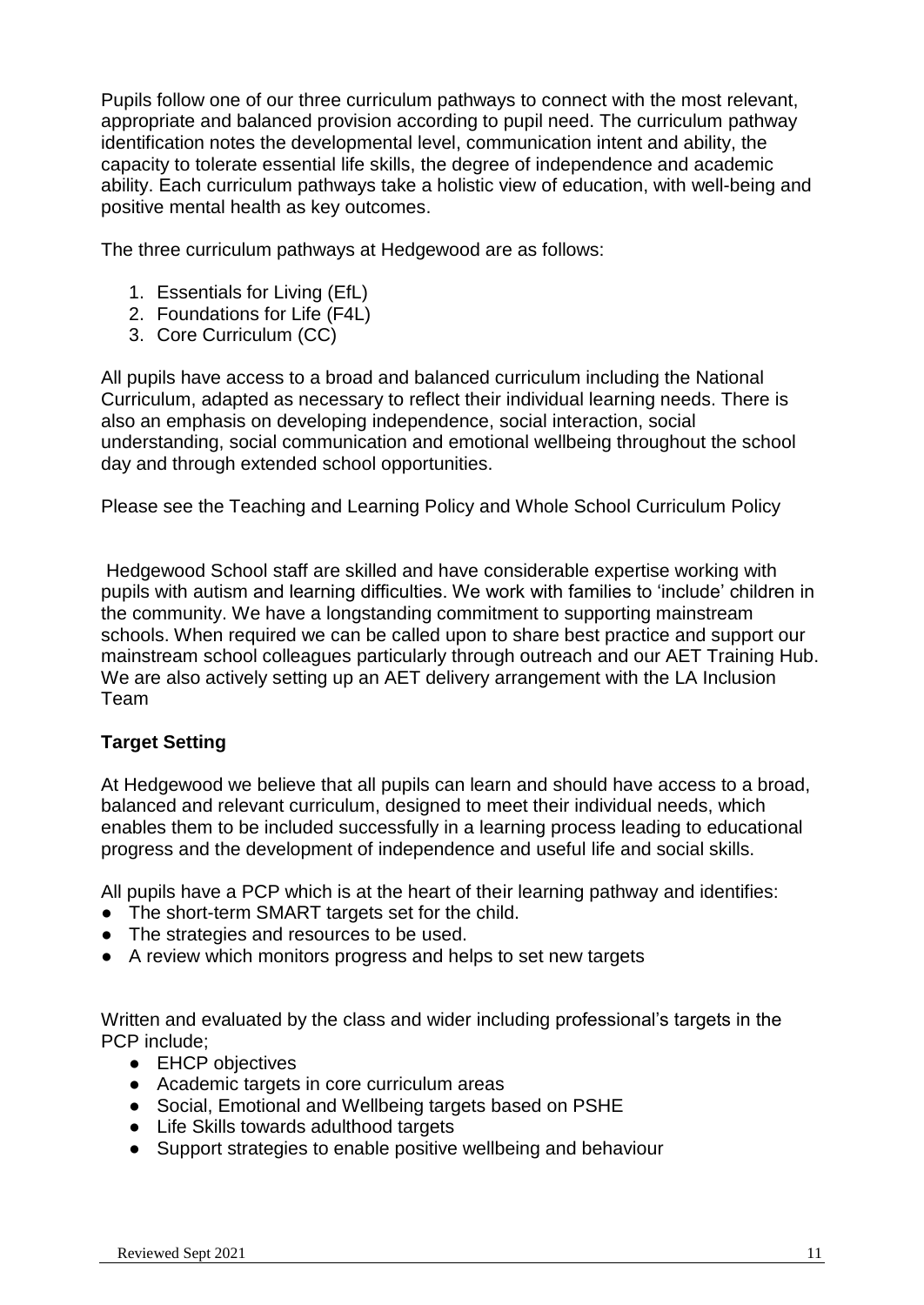Pupils follow one of our three curriculum pathways to connect with the most relevant, appropriate and balanced provision according to pupil need. The curriculum pathway identification notes the developmental level, communication intent and ability, the capacity to tolerate essential life skills, the degree of independence and academic ability. Each curriculum pathways take a holistic view of education, with well-being and positive mental health as key outcomes.

The three curriculum pathways at Hedgewood are as follows:

1. Essentials for Living (EfL)
2. Foundations for Life (F4L)
3. Core Curriculum (CC)

All pupils have access to a broad and balanced curriculum including the National Curriculum, adapted as necessary to reflect their individual learning needs. There is also an emphasis on developing independence, social interaction, social understanding, social communication and emotional wellbeing throughout the school day and through extended school opportunities.

Please see the Teaching and Learning Policy and Whole School Curriculum Policy

Hedgewood School staff are skilled and have considerable expertise working with pupils with autism and learning difficulties. We work with families to 'include' children in the community. We have a longstanding commitment to supporting mainstream schools. When required we can be called upon to share best practice and support our mainstream school colleagues particularly through outreach and our AET Training Hub. We are also actively setting up an AET delivery arrangement with the LA Inclusion Team

**Target Setting**

At Hedgewood we believe that all pupils can learn and should have access to a broad, balanced and relevant curriculum, designed to meet their individual needs, which enables them to be included successfully in a learning process leading to educational progress and the development of independence and useful life and social skills.

All pupils have a PCP which is at the heart of their learning pathway and identifies:

- The short-term SMART targets set for the child.
- The strategies and resources to be used.
- A review which monitors progress and helps to set new targets

Written and evaluated by the class and wider including professional's targets in the PCP include;

- EHCP objectives
- Academic targets in core curriculum areas
- Social, Emotional and Wellbeing targets based on PSHE
- Life Skills towards adulthood targets
- Support strategies to enable positive wellbeing and behaviour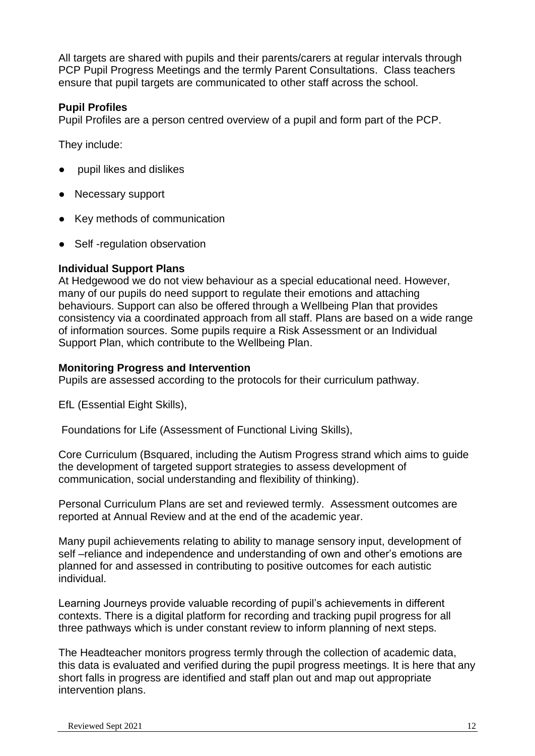All targets are shared with pupils and their parents/carers at regular intervals through PCP Pupil Progress Meetings and the termly Parent Consultations. Class teachers ensure that pupil targets are communicated to other staff across the school.

**Pupil Profiles**

Pupil Profiles are a person centred overview of a pupil and form part of the PCP.

They include:

- pupil likes and dislikes
- Necessary support
- Key methods of communication
- Self -regulation observation

**Individual Support Plans**

At Hedgewood we do not view behaviour as a special educational need. However, many of our pupils do need support to regulate their emotions and attaching behaviours. Support can also be offered through a Wellbeing Plan that provides consistency via a coordinated approach from all staff. Plans are based on a wide range of information sources. Some pupils require a Risk Assessment or an Individual Support Plan, which contribute to the Wellbeing Plan.

**Monitoring Progress and Intervention**

Pupils are assessed according to the protocols for their curriculum pathway.

EfL (Essential Eight Skills),

Foundations for Life (Assessment of Functional Living Skills),

Core Curriculum (Bsquared, including the Autism Progress strand which aims to guide the development of targeted support strategies to assess development of communication, social understanding and flexibility of thinking).

Personal Curriculum Plans are set and reviewed termly. Assessment outcomes are reported at Annual Review and at the end of the academic year.

Many pupil achievements relating to ability to manage sensory input, development of self –reliance and independence and understanding of own and other's emotions are planned for and assessed in contributing to positive outcomes for each autistic individual.

Learning Journeys provide valuable recording of pupil's achievements in different contexts. There is a digital platform for recording and tracking pupil progress for all three pathways which is under constant review to inform planning of next steps.

The Headteacher monitors progress termly through the collection of academic data, this data is evaluated and verified during the pupil progress meetings. It is here that any short falls in progress are identified and staff plan out and map out appropriate intervention plans.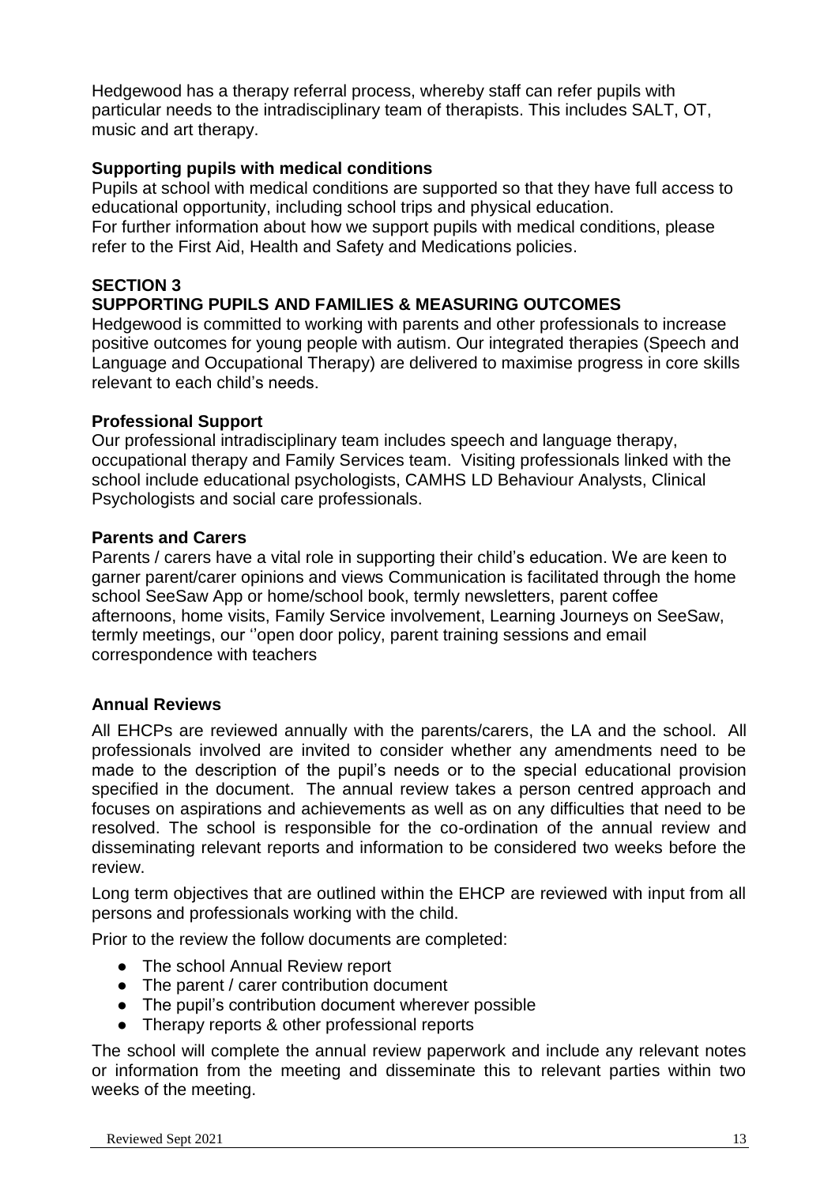Hedgewood has a therapy referral process, whereby staff can refer pupils with particular needs to the intradisciplinary team of therapists. This includes SALT, OT, music and art therapy.

**Supporting pupils with medical conditions**

Pupils at school with medical conditions are supported so that they have full access to educational opportunity, including school trips and physical education.
For further information about how we support pupils with medical conditions, please refer to the First Aid, Health and Safety and Medications policies.

## SECTION 3
## SUPPORTING PUPILS AND FAMILIES & MEASURING OUTCOMES

Hedgewood is committed to working with parents and other professionals to increase positive outcomes for young people with autism. Our integrated therapies (Speech and Language and Occupational Therapy) are delivered to maximise progress in core skills relevant to each child's needs.

**Professional Support**

Our professional intradisciplinary team includes speech and language therapy, occupational therapy and Family Services team. Visiting professionals linked with the school include educational psychologists, CAMHS LD Behaviour Analysts, Clinical Psychologists and social care professionals.

**Parents and Carers**

Parents / carers have a vital role in supporting their child's education. We are keen to garner parent/carer opinions and views Communication is facilitated through the home school SeeSaw App or home/school book, termly newsletters, parent coffee afternoons, home visits, Family Service involvement, Learning Journeys on SeeSaw, termly meetings, our ''open door policy, parent training sessions and email correspondence with teachers

**Annual Reviews**

All EHCPs are reviewed annually with the parents/carers, the LA and the school. All professionals involved are invited to consider whether any amendments need to be made to the description of the pupil's needs or to the special educational provision specified in the document. The annual review takes a person centred approach and focuses on aspirations and achievements as well as on any difficulties that need to be resolved. The school is responsible for the co-ordination of the annual review and disseminating relevant reports and information to be considered two weeks before the review.

Long term objectives that are outlined within the EHCP are reviewed with input from all persons and professionals working with the child.

Prior to the review the follow documents are completed:

- The school Annual Review report
- The parent / carer contribution document
- The pupil's contribution document wherever possible
- Therapy reports & other professional reports

The school will complete the annual review paperwork and include any relevant notes or information from the meeting and disseminate this to relevant parties within two weeks of the meeting.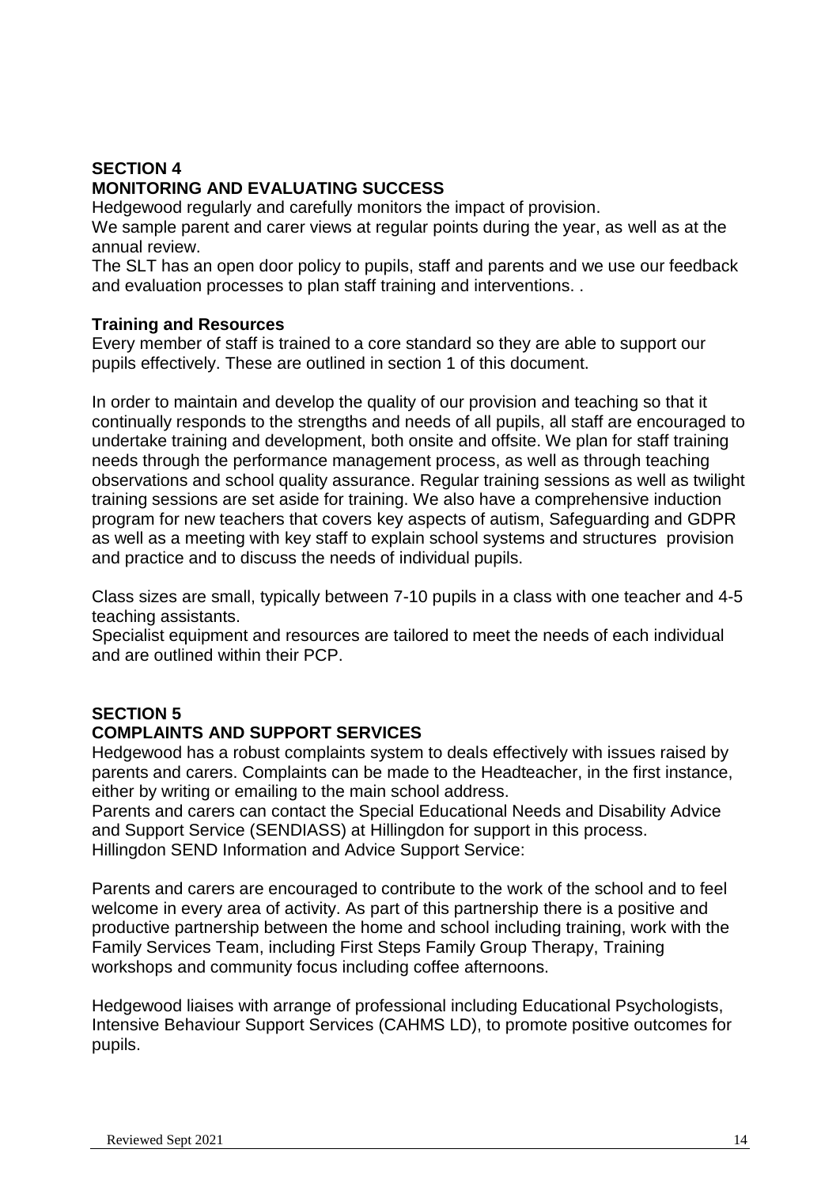## SECTION 4
## MONITORING AND EVALUATING SUCCESS

Hedgewood regularly and carefully monitors the impact of provision.
We sample parent and carer views at regular points during the year, as well as at the annual review.
The SLT has an open door policy to pupils, staff and parents and we use our feedback and evaluation processes to plan staff training and interventions. .

### Training and Resources

Every member of staff is trained to a core standard so they are able to support our pupils effectively. These are outlined in section 1 of this document.

In order to maintain and develop the quality of our provision and teaching so that it continually responds to the strengths and needs of all pupils, all staff are encouraged to undertake training and development, both onsite and offsite. We plan for staff training needs through the performance management process, as well as through teaching observations and school quality assurance. Regular training sessions as well as twilight training sessions are set aside for training. We also have a comprehensive induction program for new teachers that covers key aspects of autism, Safeguarding and GDPR as well as a meeting with key staff to explain school systems and structures provision and practice and to discuss the needs of individual pupils.

Class sizes are small, typically between 7-10 pupils in a class with one teacher and 4-5 teaching assistants.
Specialist equipment and resources are tailored to meet the needs of each individual and are outlined within their PCP.

## SECTION 5
## COMPLAINTS AND SUPPORT SERVICES

Hedgewood has a robust complaints system to deals effectively with issues raised by parents and carers. Complaints can be made to the Headteacher, in the first instance, either by writing or emailing to the main school address.
Parents and carers can contact the Special Educational Needs and Disability Advice and Support Service (SENDIASS) at Hillingdon for support in this process.
Hillingdon SEND Information and Advice Support Service:

Parents and carers are encouraged to contribute to the work of the school and to feel welcome in every area of activity. As part of this partnership there is a positive and productive partnership between the home and school including training, work with the Family Services Team, including First Steps Family Group Therapy, Training workshops and community focus including coffee afternoons.

Hedgewood liaises with arrange of professional including Educational Psychologists, Intensive Behaviour Support Services (CAHMS LD), to promote positive outcomes for pupils.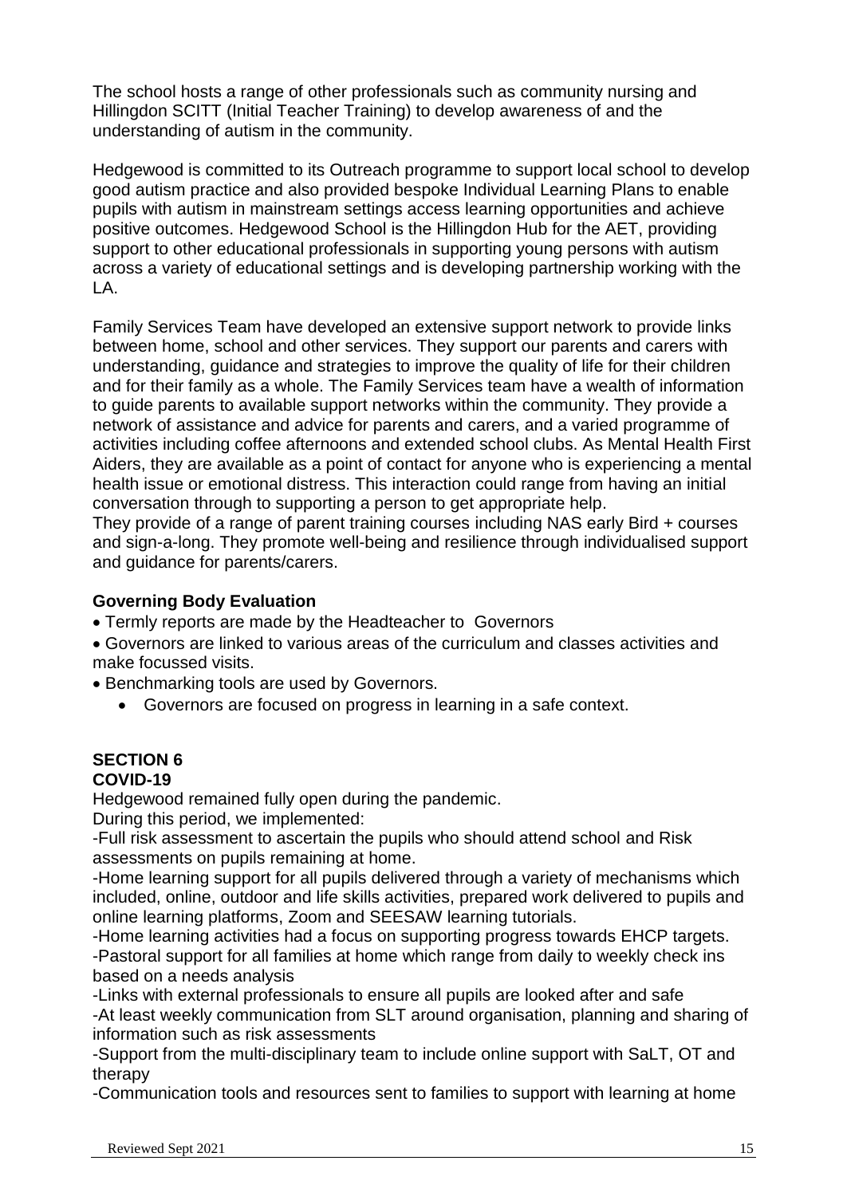The school hosts a range of other professionals such as community nursing and Hillingdon SCITT (Initial Teacher Training) to develop awareness of and the understanding of autism in the community.

Hedgewood is committed to its Outreach programme to support local school to develop good autism practice and also provided bespoke Individual Learning Plans to enable pupils with autism in mainstream settings access learning opportunities and achieve positive outcomes. Hedgewood School is the Hillingdon Hub for the AET, providing support to other educational professionals in supporting young persons with autism across a variety of educational settings and is developing partnership working with the LA.

Family Services Team have developed an extensive support network to provide links between home, school and other services. They support our parents and carers with understanding, guidance and strategies to improve the quality of life for their children and for their family as a whole. The Family Services team have a wealth of information to guide parents to available support networks within the community. They provide a network of assistance and advice for parents and carers, and a varied programme of activities including coffee afternoons and extended school clubs. As Mental Health First Aiders, they are available as a point of contact for anyone who is experiencing a mental health issue or emotional distress. This interaction could range from having an initial conversation through to supporting a person to get appropriate help.
They provide of a range of parent training courses including NAS early Bird + courses and sign-a-long. They promote well-being and resilience through individualised support and guidance for parents/carers.

**Governing Body Evaluation**

- Termly reports are made by the Headteacher to Governors
- Governors are linked to various areas of the curriculum and classes activities and make focussed visits.
- Benchmarking tools are used by Governors.
  - Governors are focused on progress in learning in a safe context.

## SECTION 6
### COVID-19

Hedgewood remained fully open during the pandemic.
During this period, we implemented:

-Full risk assessment to ascertain the pupils who should attend school and Risk assessments on pupils remaining at home.

-Home learning support for all pupils delivered through a variety of mechanisms which included, online, outdoor and life skills activities, prepared work delivered to pupils and online learning platforms, Zoom and SEESAW learning tutorials.

-Home learning activities had a focus on supporting progress towards EHCP targets.

-Pastoral support for all families at home which range from daily to weekly check ins based on a needs analysis

-Links with external professionals to ensure all pupils are looked after and safe

-At least weekly communication from SLT around organisation, planning and sharing of information such as risk assessments

-Support from the multi-disciplinary team to include online support with SaLT, OT and therapy

-Communication tools and resources sent to families to support with learning at home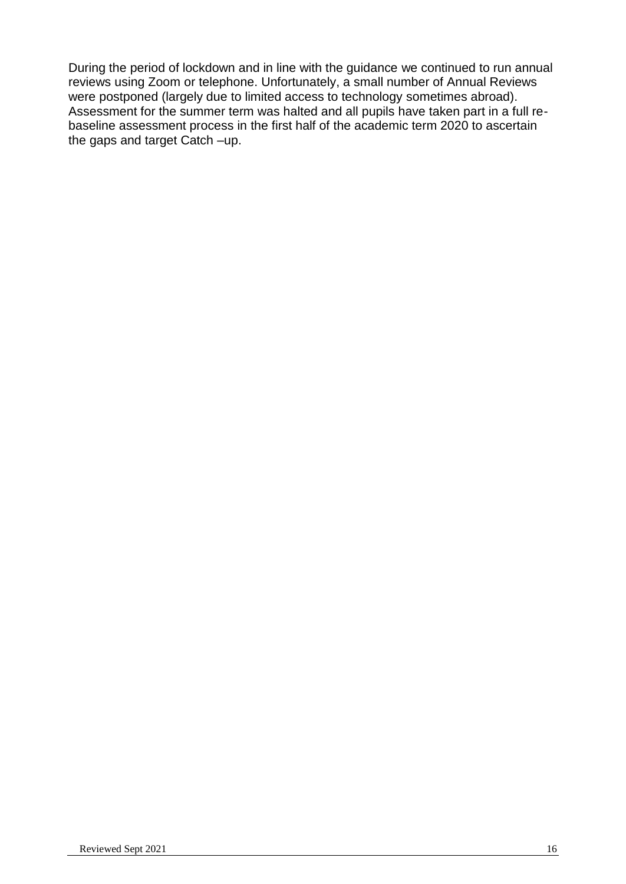During the period of lockdown and in line with the guidance we continued to run annual reviews using Zoom or telephone. Unfortunately, a small number of Annual Reviews were postponed (largely due to limited access to technology sometimes abroad). Assessment for the summer term was halted and all pupils have taken part in a full re-baseline assessment process in the first half of the academic term 2020 to ascertain the gaps and target Catch –up.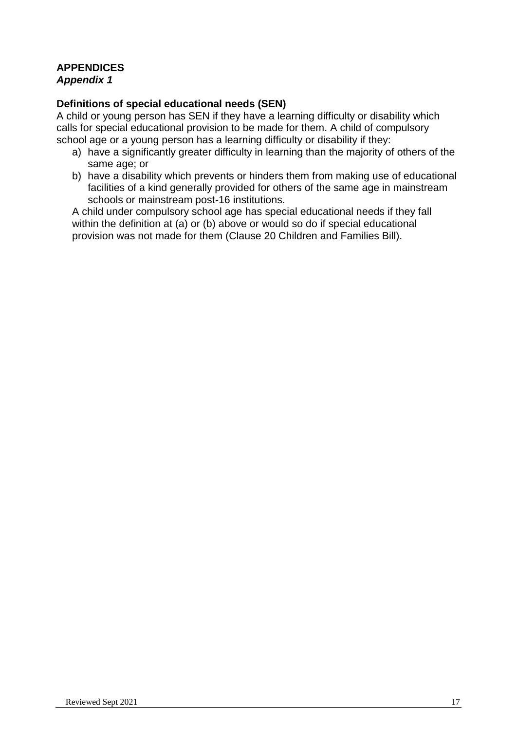**APPENDICES**
***Appendix 1***

**Definitions of special educational needs (SEN)**

A child or young person has SEN if they have a learning difficulty or disability which calls for special educational provision to be made for them. A child of compulsory school age or a young person has a learning difficulty or disability if they:

a) have a significantly greater difficulty in learning than the majority of others of the same age; or
b) have a disability which prevents or hinders them from making use of educational facilities of a kind generally provided for others of the same age in mainstream schools or mainstream post-16 institutions.

A child under compulsory school age has special educational needs if they fall within the definition at (a) or (b) above or would so do if special educational provision was not made for them (Clause 20 Children and Families Bill).